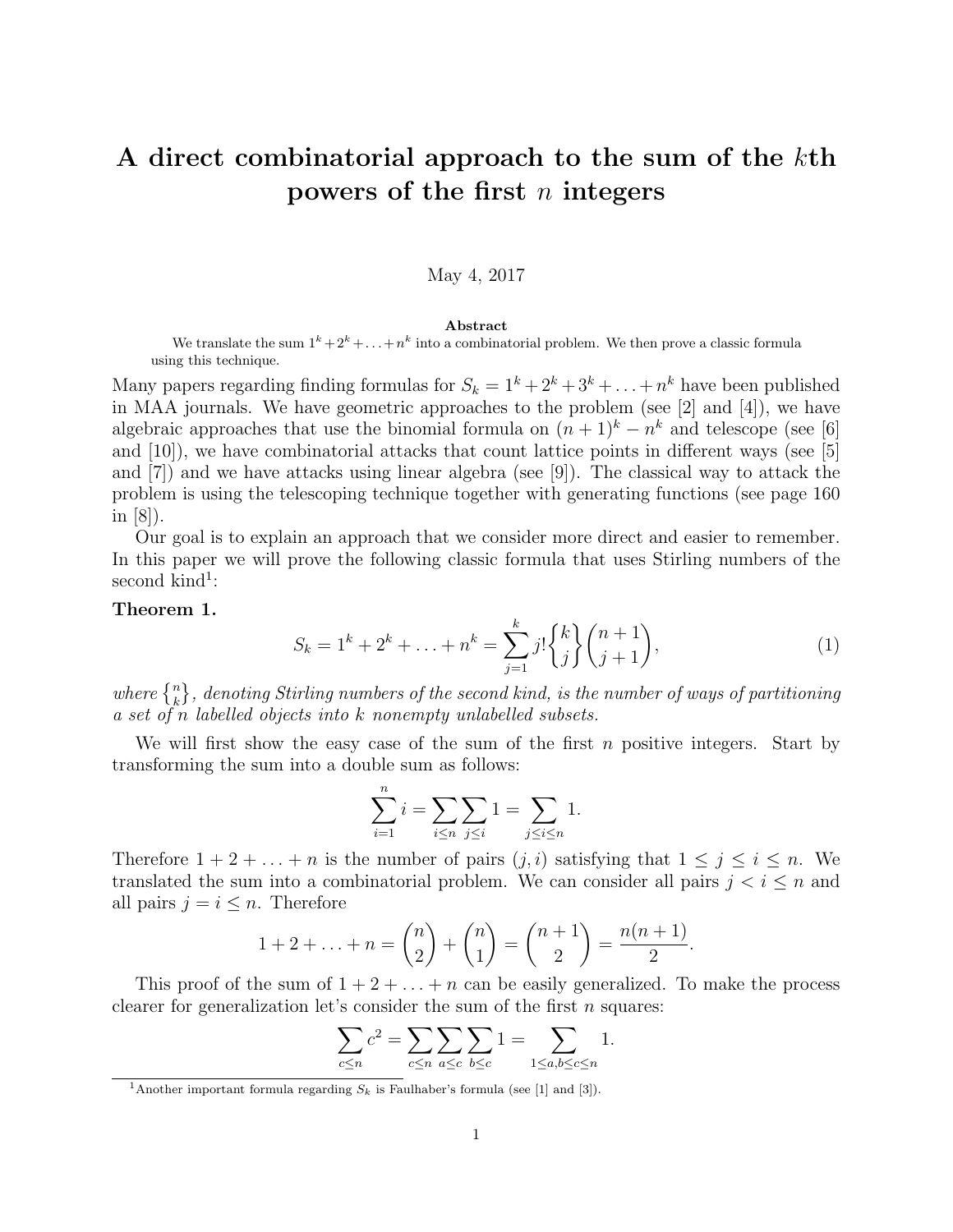// A direct combinatorial approach to the sum of the $k$th powers of the first $n$ integers

May 4, 2017

**Abstract**

We translate the sum $1^k + 2^k + \ldots + n^k$ into a combinatorial problem. We then prove a classic formula using this technique.

Many papers regarding finding formulas for $S_k = 1^k + 2^k + 3^k + \ldots + n^k$ have been published in MAA journals. We have geometric approaches to the problem (see [2] and [4]), we have algebraic approaches that use the binomial formula on $(n+1)^k - n^k$ and telescope (see [6] and [10]), we have combinatorial attacks that count lattice points in different ways (see [5] and [7]) and we have attacks using linear algebra (see [9]). The classical way to attack the problem is using the telescoping technique together with generating functions (see page 160 in [8]).

Our goal is to explain an approach that we consider more direct and easier to remember. In this paper we will prove the following classic formula that uses Stirling numbers of the second kind[1]:

**Theorem 1.**

$$S_k = 1^k + 2^k + \ldots + n^k = \sum_{j=1}^{k} j! \left\{ {k \atop j} \right\} \binom{n+1}{j+1}, \tag{1}$$

*where* $\left\{ {n \atop k} \right\}$, *denoting Stirling numbers of the second kind, is the number of ways of partitioning a set of $n$ labelled objects into $k$ nonempty unlabelled subsets.*

We will first show the easy case of the sum of the first $n$ positive integers. Start by transforming the sum into a double sum as follows:

$$\sum_{i=1}^{n} i = \sum_{i \leq n} \sum_{j \leq i} 1 = \sum_{j \leq i \leq n} 1.$$

Therefore $1 + 2 + \ldots + n$ is the number of pairs $(j, i)$ satisfying that $1 \leq j \leq i \leq n$. We translated the sum into a combinatorial problem. We can consider all pairs $j < i \leq n$ and all pairs $j = i \leq n$. Therefore

$$1 + 2 + \ldots + n = \binom{n}{2} + \binom{n}{1} = \binom{n+1}{2} = \frac{n(n+1)}{2}.$$

This proof of the sum of $1 + 2 + \ldots + n$ can be easily generalized. To make the process clearer for generalization let's consider the sum of the first $n$ squares:

$$\sum_{c \leq n} c^2 = \sum_{c \leq n} \sum_{a \leq c} \sum_{b \leq c} 1 = \sum_{1 \leq a, b \leq c \leq n} 1.$$

[1] Another important formula regarding $S_k$ is Faulhaber's formula (see [1] and [3]).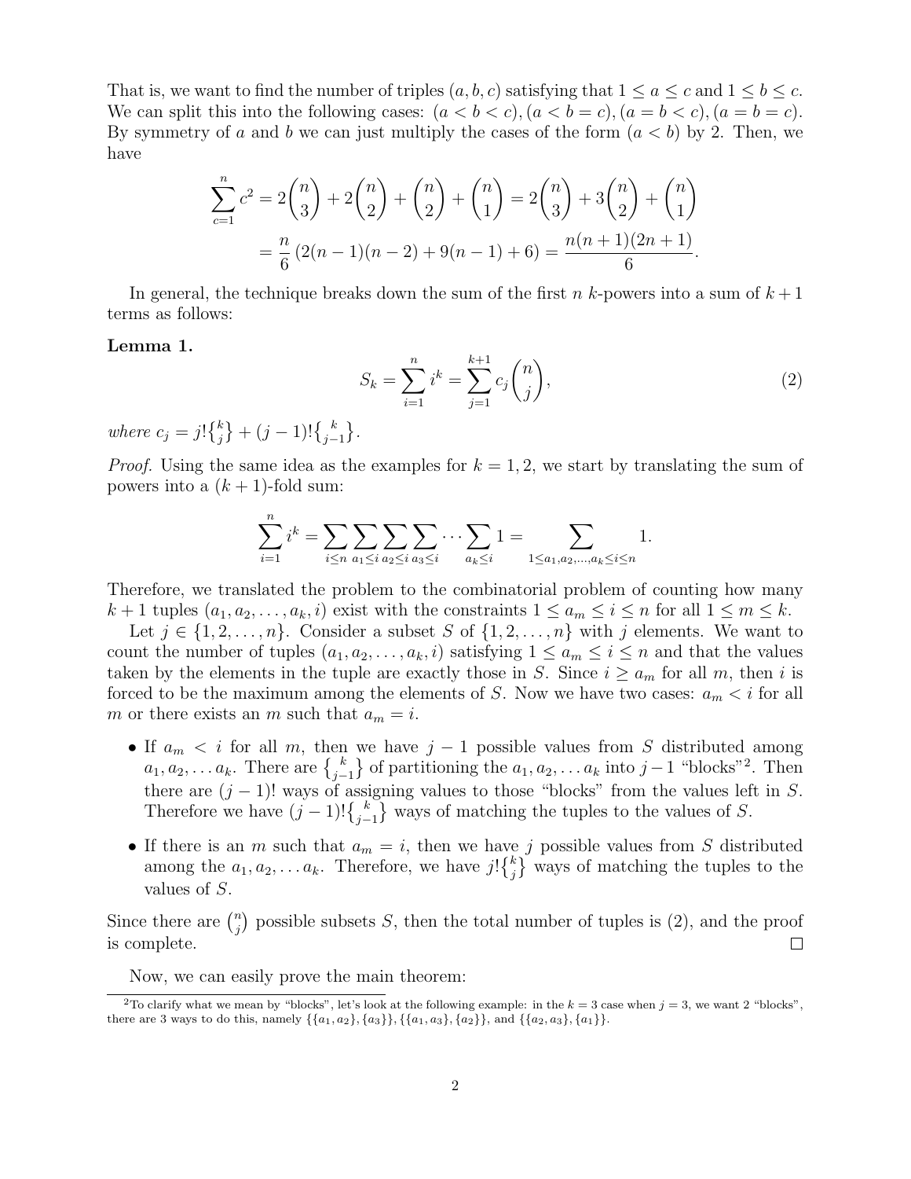That is, we want to find the number of triples $(a, b, c)$ satisfying that $1 \leq a \leq c$ and $1 \leq b \leq c$. We can split this into the following cases: $(a < b < c), (a < b = c), (a = b < c), (a = b = c)$. By symmetry of $a$ and $b$ we can just multiply the cases of the form $(a < b)$ by 2. Then, we have

$$\sum_{c=1}^{n} c^2 = 2\binom{n}{3} + 2\binom{n}{2} + \binom{n}{2} + \binom{n}{1} = 2\binom{n}{3} + 3\binom{n}{2} + \binom{n}{1}$$
$$= \frac{n}{6}\left(2(n-1)(n-2) + 9(n-1) + 6\right) = \frac{n(n+1)(2n+1)}{6}.$$

In general, the technique breaks down the sum of the first $n$ $k$-powers into a sum of $k+1$ terms as follows:

**Lemma 1.**

$$S_k = \sum_{i=1}^{n} i^k = \sum_{j=1}^{k+1} c_j \binom{n}{j}, \tag{2}$$

*where $c_j = j!\left\{{k \atop j}\right\} + (j-1)!\left\{{k \atop j-1}\right\}$.*

*Proof.* Using the same idea as the examples for $k = 1, 2$, we start by translating the sum of powers into a $(k+1)$-fold sum:

$$\sum_{i=1}^{n} i^k = \sum_{i \leq n} \sum_{a_1 \leq i} \sum_{a_2 \leq i} \sum_{a_3 \leq i} \cdots \sum_{a_k \leq i} 1 = \sum_{1 \leq a_1, a_2, \ldots, a_k \leq i \leq n} 1.$$

Therefore, we translated the problem to the combinatorial problem of counting how many $k+1$ tuples $(a_1, a_2, \ldots, a_k, i)$ exist with the constraints $1 \leq a_m \leq i \leq n$ for all $1 \leq m \leq k$.

Let $j \in \{1, 2, \ldots, n\}$. Consider a subset $S$ of $\{1, 2, \ldots, n\}$ with $j$ elements. We want to count the number of tuples $(a_1, a_2, \ldots, a_k, i)$ satisfying $1 \leq a_m \leq i \leq n$ and that the values taken by the elements in the tuple are exactly those in $S$. Since $i \geq a_m$ for all $m$, then $i$ is forced to be the maximum among the elements of $S$. Now we have two cases: $a_m < i$ for all $m$ or there exists an $m$ such that $a_m = i$.

- If $a_m < i$ for all $m$, then we have $j-1$ possible values from $S$ distributed among $a_1, a_2, \ldots a_k$. There are $\left\{{k \atop j-1}\right\}$ of partitioning the $a_1, a_2, \ldots a_k$ into $j-1$ "blocks"[2]. Then there are $(j-1)!$ ways of assigning values to those "blocks" from the values left in $S$. Therefore we have $(j-1)!\left\{{k \atop j-1}\right\}$ ways of matching the tuples to the values of $S$.
- If there is an $m$ such that $a_m = i$, then we have $j$ possible values from $S$ distributed among the $a_1, a_2, \ldots a_k$. Therefore, we have $j!\left\{{k \atop j}\right\}$ ways of matching the tuples to the values of $S$.

Since there are $\binom{n}{j}$ possible subsets $S$, then the total number of tuples is (2), and the proof is complete. ∎

Now, we can easily prove the main theorem:

[2] To clarify what we mean by "blocks", let's look at the following example: in the $k = 3$ case when $j = 3$, we want 2 "blocks", there are 3 ways to do this, namely $\{\{a_1, a_2\}, \{a_3\}\}$, $\{\{a_1, a_3\}, \{a_2\}\}$, and $\{\{a_2, a_3\}, \{a_1\}\}$.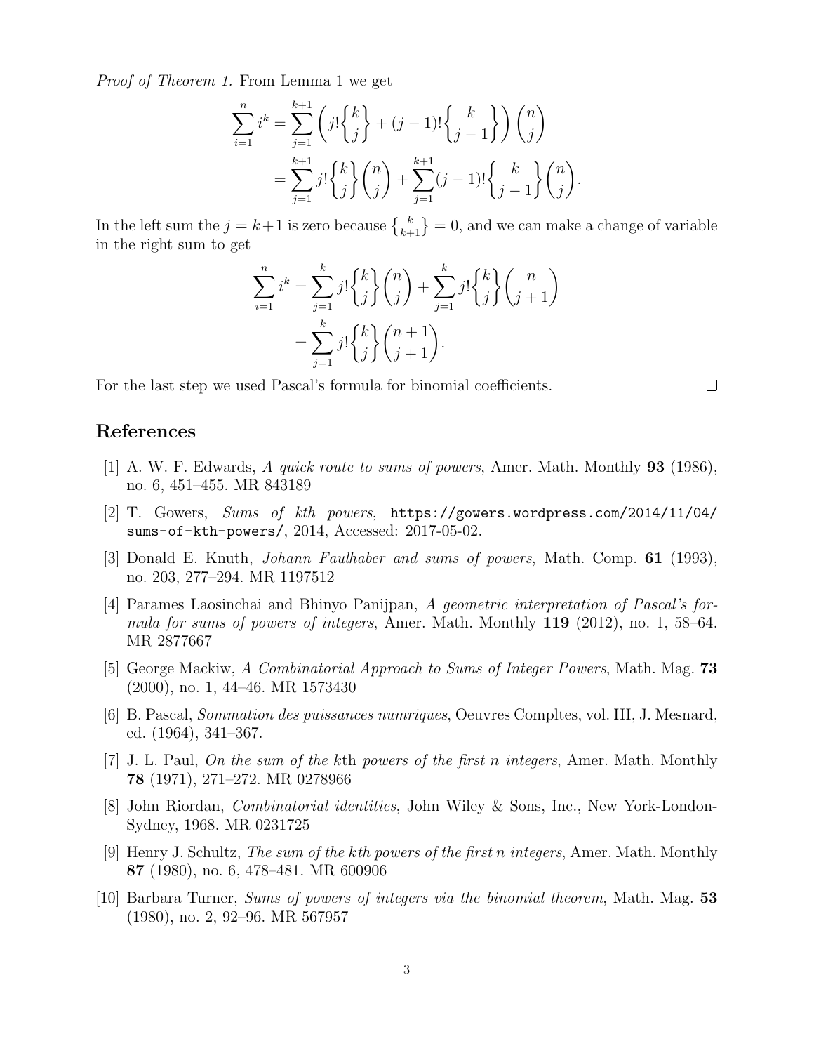*Proof of Theorem 1.* From Lemma 1 we get

$$\begin{aligned}
\sum_{i=1}^{n} i^k &= \sum_{j=1}^{k+1} \left( j!\left\{ {k \atop j} \right\} + (j-1)!\left\{ {k \atop j-1} \right\} \right) \binom{n}{j} \\
&= \sum_{j=1}^{k+1} j!\left\{ {k \atop j} \right\} \binom{n}{j} + \sum_{j=1}^{k+1} (j-1)!\left\{ {k \atop j-1} \right\} \binom{n}{j}.
\end{aligned}$$

In the left sum the $j = k+1$ is zero because $\left\{ {k \atop k+1} \right\} = 0$, and we can make a change of variable in the right sum to get

$$\begin{aligned}
\sum_{i=1}^{n} i^k &= \sum_{j=1}^{k} j!\left\{ {k \atop j} \right\} \binom{n}{j} + \sum_{j=1}^{k} j!\left\{ {k \atop j} \right\} \binom{n}{j+1} \\
&= \sum_{j=1}^{k} j!\left\{ {k \atop j} \right\} \binom{n+1}{j+1}.
\end{aligned}$$

For the last step we used Pascal's formula for binomial coefficients. □

## References

[1] A. W. F. Edwards, *A quick route to sums of powers*, Amer. Math. Monthly **93** (1986), no. 6, 451–455. MR 843189

[2] T. Gowers, *Sums of kth powers*, https://gowers.wordpress.com/2014/11/04/sums-of-kth-powers/, 2014, Accessed: 2017-05-02.

[3] Donald E. Knuth, *Johann Faulhaber and sums of powers*, Math. Comp. **61** (1993), no. 203, 277–294. MR 1197512

[4] Parames Laosinchai and Bhinyo Panijpan, *A geometric interpretation of Pascal's formula for sums of powers of integers*, Amer. Math. Monthly **119** (2012), no. 1, 58–64. MR 2877667

[5] George Mackiw, *A Combinatorial Approach to Sums of Integer Powers*, Math. Mag. **73** (2000), no. 1, 44–46. MR 1573430

[6] B. Pascal, *Sommation des puissances numriques*, Oeuvres Compltes, vol. III, J. Mesnard, ed. (1964), 341–367.

[7] J. L. Paul, *On the sum of the* $k$th *powers of the first* $n$ *integers*, Amer. Math. Monthly **78** (1971), 271–272. MR 0278966

[8] John Riordan, *Combinatorial identities*, John Wiley & Sons, Inc., New York-London-Sydney, 1968. MR 0231725

[9] Henry J. Schultz, *The sum of the kth powers of the first n integers*, Amer. Math. Monthly **87** (1980), no. 6, 478–481. MR 600906

[10] Barbara Turner, *Sums of powers of integers via the binomial theorem*, Math. Mag. **53** (1980), no. 2, 92–96. MR 567957